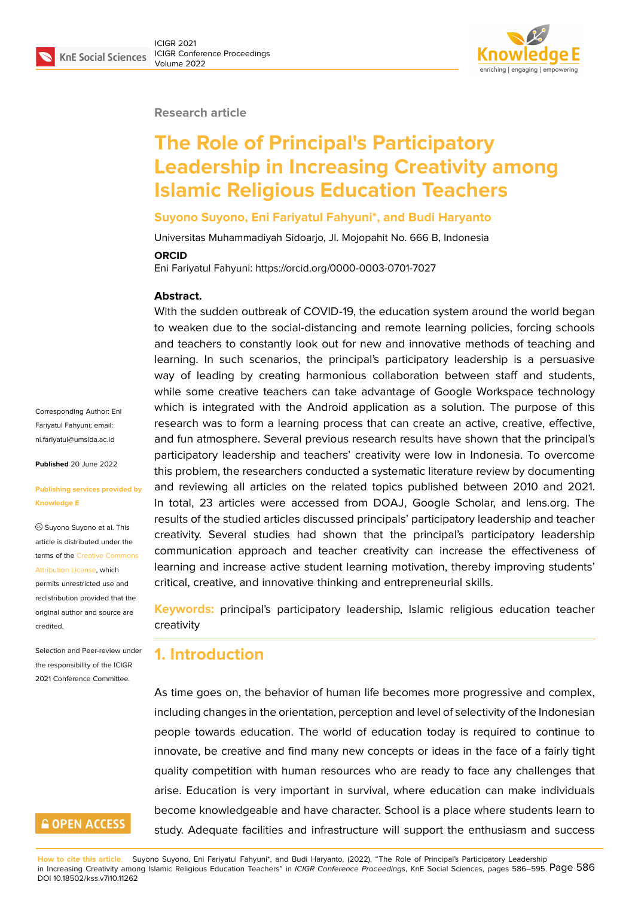Research article

# The Role of Principal's Participatory Leadership in Increasing Creativity among Islamic Religious Education Teachers

**Suyono Suyono, Eni Fariyatul Fahyuni*, and Budi Haryanto**

Universitas Muhammadiyah Sidoarjo, Jl. Mojopahit No. 666 B, Indonesia

**ORCID**

Eni Fariyatul Fahyuni: https://orcid.org/0000-0003-0701-7027

Corresponding Author: Eni Fariyatul Fahyuni; email: ni.fariyatul@umsida.ac.id

**Published** 20 June 2022

**Publishing services provided by Knowledge E**

© Suyono Suyono et al. This article is distributed under the terms of the Creative Commons Attribution License, which permits unrestricted use and redistribution provided that the original author and source are credited.

Selection and Peer-review under the responsibility of the ICIGR 2021 Conference Committee.

**Abstract.**

With the sudden outbreak of COVID-19, the education system around the world began to weaken due to the social-distancing and remote learning policies, forcing schools and teachers to constantly look out for new and innovative methods of teaching and learning. In such scenarios, the principal's participatory leadership is a persuasive way of leading by creating harmonious collaboration between staff and students, while some creative teachers can take advantage of Google Workspace technology which is integrated with the Android application as a solution. The purpose of this research was to form a learning process that can create an active, creative, effective, and fun atmosphere. Several previous research results have shown that the principal's participatory leadership and teachers' creativity were low in Indonesia. To overcome this problem, the researchers conducted a systematic literature review by documenting and reviewing all articles on the related topics published between 2010 and 2021. In total, 23 articles were accessed from DOAJ, Google Scholar, and lens.org. The results of the studied articles discussed principals' participatory leadership and teacher creativity. Several studies had shown that the principal's participatory leadership communication approach and teacher creativity can increase the effectiveness of learning and increase active student learning motivation, thereby improving students' critical, creative, and innovative thinking and entrepreneurial skills.

**Keywords:** principal's participatory leadership, Islamic religious education teacher creativity

## 1. Introduction

As time goes on, the behavior of human life becomes more progressive and complex, including changes in the orientation, perception and level of selectivity of the Indonesian people towards education. The world of education today is required to continue to innovate, be creative and find many new concepts or ideas in the face of a fairly tight quality competition with human resources who are ready to face any challenges that arise. Education is very important in survival, where education can make individuals become knowledgeable and have character. School is a place where students learn to study. Adequate facilities and infrastructure will support the enthusiasm and success

**How to cite this article**: Suyono Suyono, Eni Fariyatul Fahyuni*, and Budi Haryanto, (2022), "The Role of Principal's Participatory Leadership in Increasing Creativity among Islamic Religious Education Teachers" in *ICIGR Conference Proceedings*, KnE Social Sciences, pages 586–595. DOI 10.18502/kss.v7i10.11262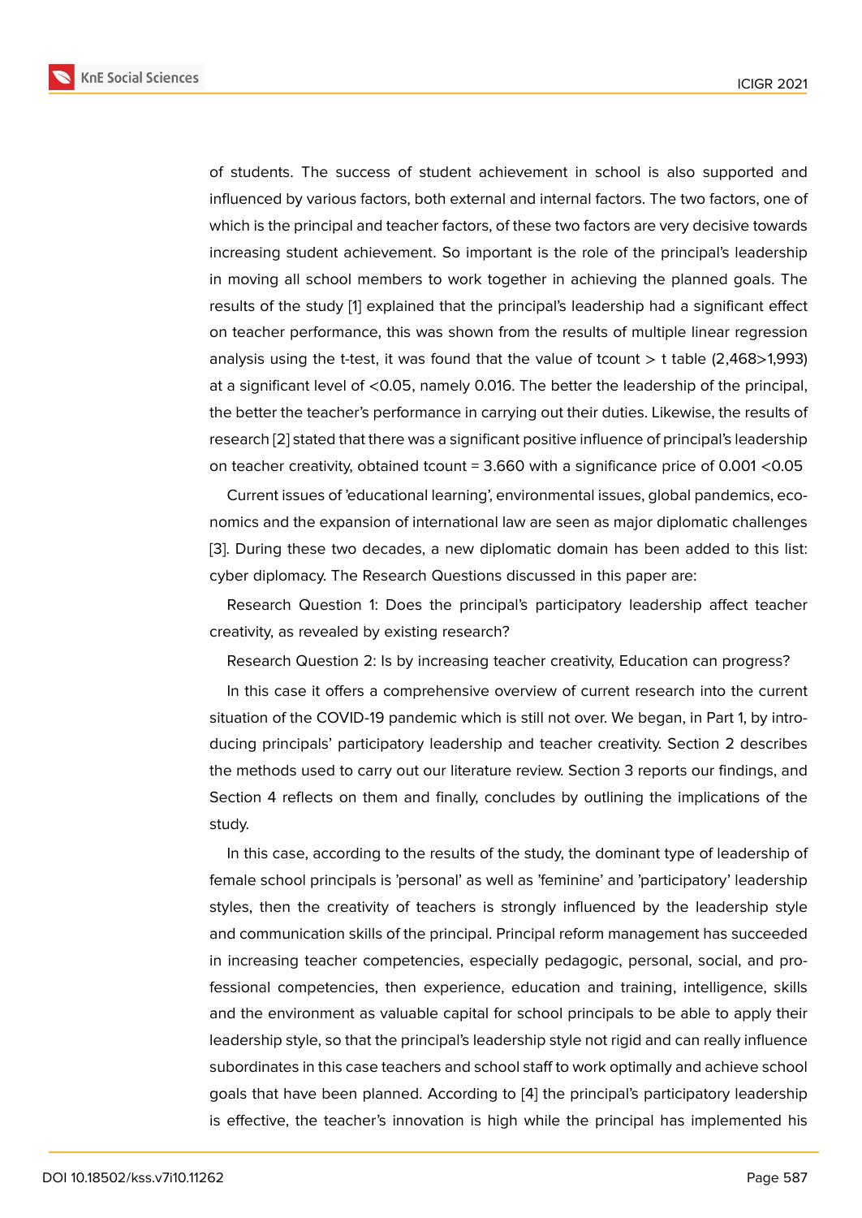of students. The success of student achievement in school is also supported and influenced by various factors, both external and internal factors. The two factors, one of which is the principal and teacher factors, of these two factors are very decisive towards increasing student achievement. So important is the role of the principal's leadership in moving all school members to work together in achieving the planned goals. The results of the study [1] explained that the principal's leadership had a significant effect on teacher performance, this was shown from the results of multiple linear regression analysis using the t-test, it was found that the value of tcount > t table (2,468>1,993) at a significant level of <0.05, namely 0.016. The better the leadership of the principal, the better the teacher's performance in carrying out their duties. Likewise, the results of research [2] stated that there was a significant positive influence of principal's leadership on teacher creativity, obtained tcount = 3.660 with a significance price of 0.001 <0.05

Current issues of 'educational learning', environmental issues, global pandemics, economics and the expansion of international law are seen as major diplomatic challenges [3]. During these two decades, a new diplomatic domain has been added to this list: cyber diplomacy. The Research Questions discussed in this paper are:

Research Question 1: Does the principal's participatory leadership affect teacher creativity, as revealed by existing research?

Research Question 2: Is by increasing teacher creativity, Education can progress?

In this case it offers a comprehensive overview of current research into the current situation of the COVID-19 pandemic which is still not over. We began, in Part 1, by introducing principals' participatory leadership and teacher creativity. Section 2 describes the methods used to carry out our literature review. Section 3 reports our findings, and Section 4 reflects on them and finally, concludes by outlining the implications of the study.

In this case, according to the results of the study, the dominant type of leadership of female school principals is 'personal' as well as 'feminine' and 'participatory' leadership styles, then the creativity of teachers is strongly influenced by the leadership style and communication skills of the principal. Principal reform management has succeeded in increasing teacher competencies, especially pedagogic, personal, social, and professional competencies, then experience, education and training, intelligence, skills and the environment as valuable capital for school principals to be able to apply their leadership style, so that the principal's leadership style not rigid and can really influence subordinates in this case teachers and school staff to work optimally and achieve school goals that have been planned. According to [4] the principal's participatory leadership is effective, the teacher's innovation is high while the principal has implemented his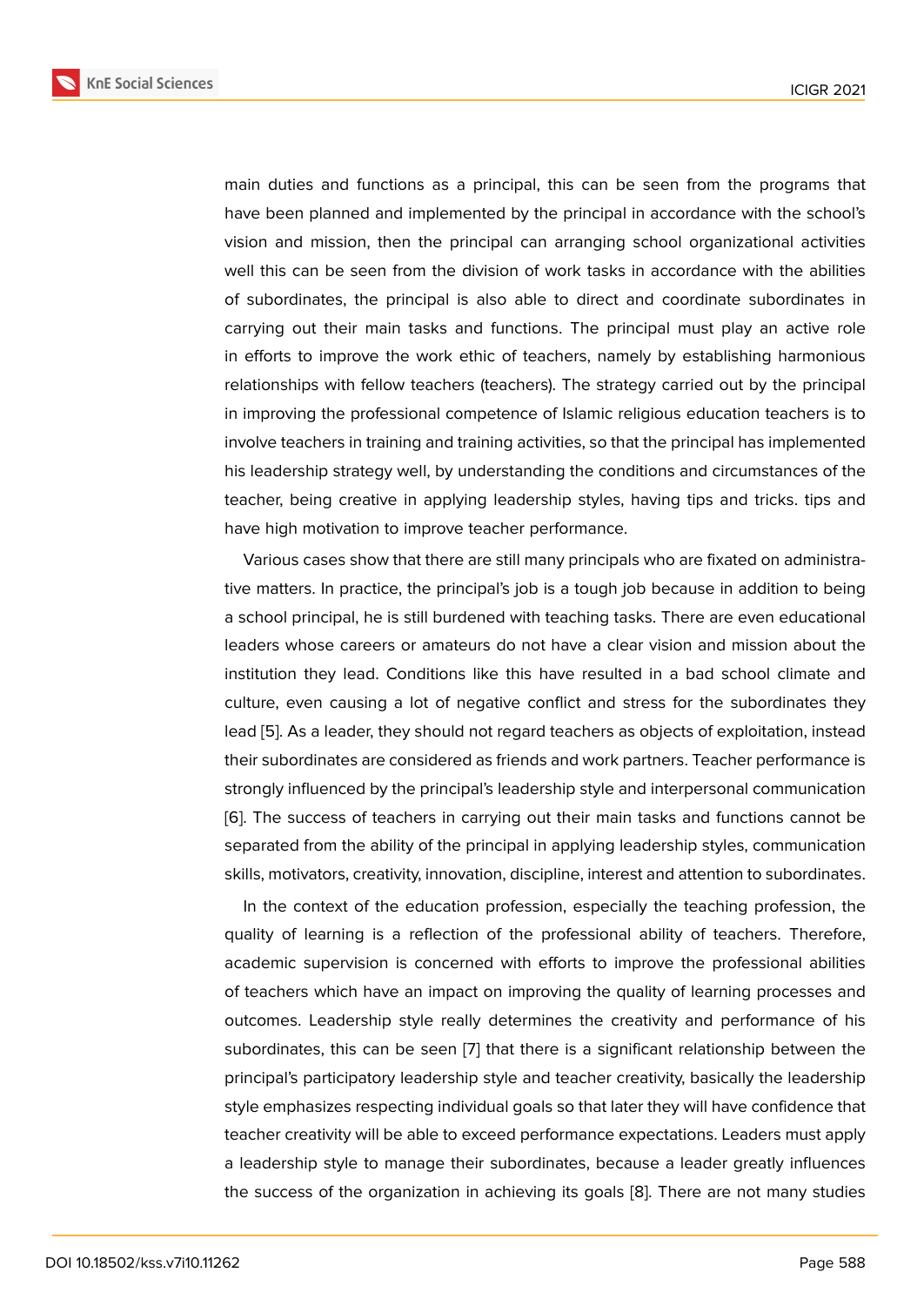main duties and functions as a principal, this can be seen from the programs that have been planned and implemented by the principal in accordance with the school's vision and mission, then the principal can arranging school organizational activities well this can be seen from the division of work tasks in accordance with the abilities of subordinates, the principal is also able to direct and coordinate subordinates in carrying out their main tasks and functions. The principal must play an active role in efforts to improve the work ethic of teachers, namely by establishing harmonious relationships with fellow teachers (teachers). The strategy carried out by the principal in improving the professional competence of Islamic religious education teachers is to involve teachers in training and training activities, so that the principal has implemented his leadership strategy well, by understanding the conditions and circumstances of the teacher, being creative in applying leadership styles, having tips and tricks. tips and have high motivation to improve teacher performance.

Various cases show that there are still many principals who are fixated on administrative matters. In practice, the principal's job is a tough job because in addition to being a school principal, he is still burdened with teaching tasks. There are even educational leaders whose careers or amateurs do not have a clear vision and mission about the institution they lead. Conditions like this have resulted in a bad school climate and culture, even causing a lot of negative conflict and stress for the subordinates they lead [5]. As a leader, they should not regard teachers as objects of exploitation, instead their subordinates are considered as friends and work partners. Teacher performance is strongly influenced by the principal's leadership style and interpersonal communication [6]. The success of teachers in carrying out their main tasks and functions cannot be separated from the ability of the principal in applying leadership styles, communication skills, motivators, creativity, innovation, discipline, interest and attention to subordinates.

In the context of the education profession, especially the teaching profession, the quality of learning is a reflection of the professional ability of teachers. Therefore, academic supervision is concerned with efforts to improve the professional abilities of teachers which have an impact on improving the quality of learning processes and outcomes. Leadership style really determines the creativity and performance of his subordinates, this can be seen [7] that there is a significant relationship between the principal's participatory leadership style and teacher creativity, basically the leadership style emphasizes respecting individual goals so that later they will have confidence that teacher creativity will be able to exceed performance expectations. Leaders must apply a leadership style to manage their subordinates, because a leader greatly influences the success of the organization in achieving its goals [8]. There are not many studies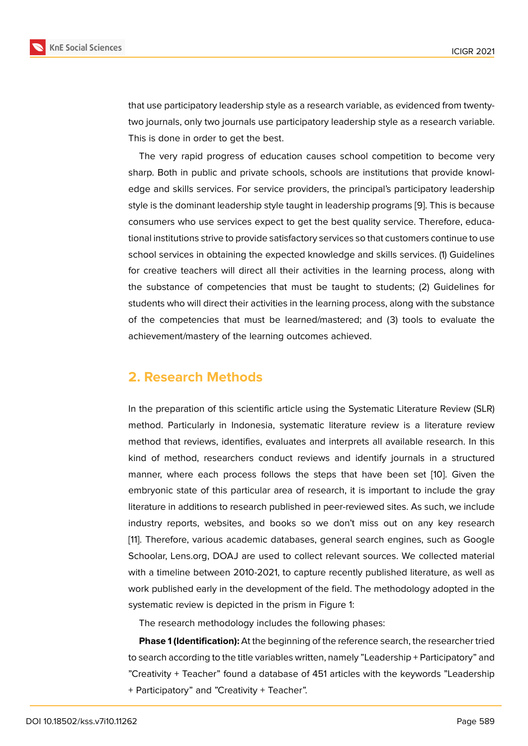that use participatory leadership style as a research variable, as evidenced from twenty-two journals, only two journals use participatory leadership style as a research variable. This is done in order to get the best.

The very rapid progress of education causes school competition to become very sharp. Both in public and private schools, schools are institutions that provide knowledge and skills services. For service providers, the principal's participatory leadership style is the dominant leadership style taught in leadership programs [9]. This is because consumers who use services expect to get the best quality service. Therefore, educational institutions strive to provide satisfactory services so that customers continue to use school services in obtaining the expected knowledge and skills services. (1) Guidelines for creative teachers will direct all their activities in the learning process, along with the substance of competencies that must be taught to students; (2) Guidelines for students who will direct their activities in the learning process, along with the substance of the competencies that must be learned/mastered; and (3) tools to evaluate the achievement/mastery of the learning outcomes achieved.

## 2. Research Methods

In the preparation of this scientific article using the Systematic Literature Review (SLR) method. Particularly in Indonesia, systematic literature review is a literature review method that reviews, identifies, evaluates and interprets all available research. In this kind of method, researchers conduct reviews and identify journals in a structured manner, where each process follows the steps that have been set [10]. Given the embryonic state of this particular area of research, it is important to include the gray literature in additions to research published in peer-reviewed sites. As such, we include industry reports, websites, and books so we don't miss out on any key research [11]. Therefore, various academic databases, general search engines, such as Google Schoolar, Lens.org, DOAJ are used to collect relevant sources. We collected material with a timeline between 2010-2021, to capture recently published literature, as well as work published early in the development of the field. The methodology adopted in the systematic review is depicted in the prism in Figure 1:

The research methodology includes the following phases:

**Phase 1 (Identification):** At the beginning of the reference search, the researcher tried to search according to the title variables written, namely "Leadership + Participatory" and "Creativity + Teacher" found a database of 451 articles with the keywords "Leadership + Participatory" and "Creativity + Teacher".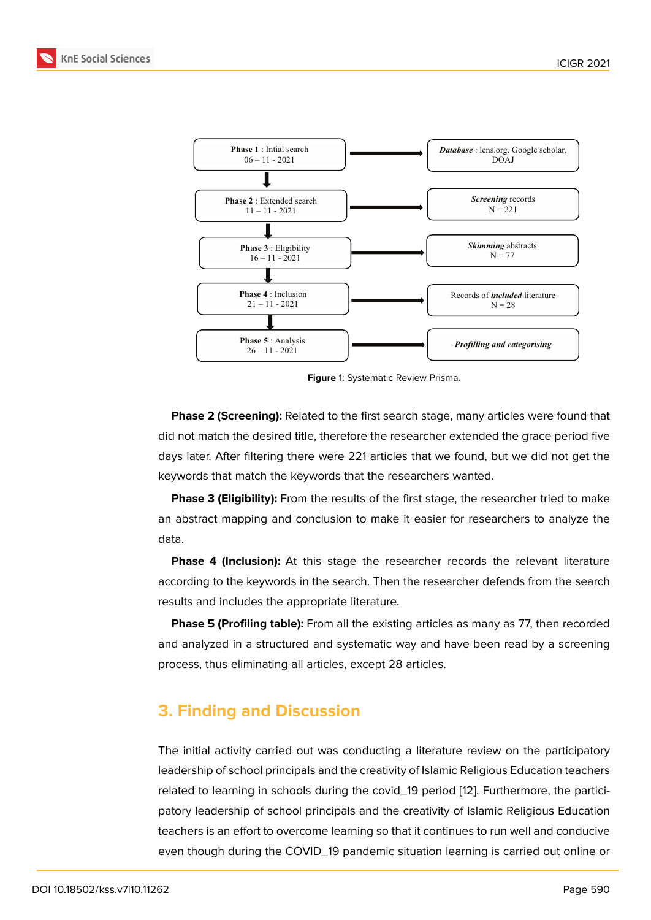Phase 1 : Intial search
06 – 11 - 2021

Database : lens.org. Google scholar, DOAJ

Phase 2 : Extended search
11 – 11 - 2021

Screening records
N = 221

Phase 3 : Eligibility
16 – 11 - 2021

Skimming abstracts
N = 77

Phase 4 : Inclusion
21 – 11 - 2021

Records of included literature
N = 28

Phase 5 : Analysis
26 – 11 - 2021

Profilling and categorising

**Figure** 1: Systematic Review Prisma.

**Phase 2 (Screening):** Related to the first search stage, many articles were found that did not match the desired title, therefore the researcher extended the grace period five days later. After filtering there were 221 articles that we found, but we did not get the keywords that match the keywords that the researchers wanted.

**Phase 3 (Eligibility):** From the results of the first stage, the researcher tried to make an abstract mapping and conclusion to make it easier for researchers to analyze the data.

**Phase 4 (Inclusion):** At this stage the researcher records the relevant literature according to the keywords in the search. Then the researcher defends from the search results and includes the appropriate literature.

**Phase 5 (Profiling table):** From all the existing articles as many as 77, then recorded and analyzed in a structured and systematic way and have been read by a screening process, thus eliminating all articles, except 28 articles.

## 3. Finding and Discussion

The initial activity carried out was conducting a literature review on the participatory leadership of school principals and the creativity of Islamic Religious Education teachers related to learning in schools during the covid_19 period [12]. Furthermore, the participatory leadership of school principals and the creativity of Islamic Religious Education teachers is an effort to overcome learning so that it continues to run well and conducive even though during the COVID_19 pandemic situation learning is carried out online or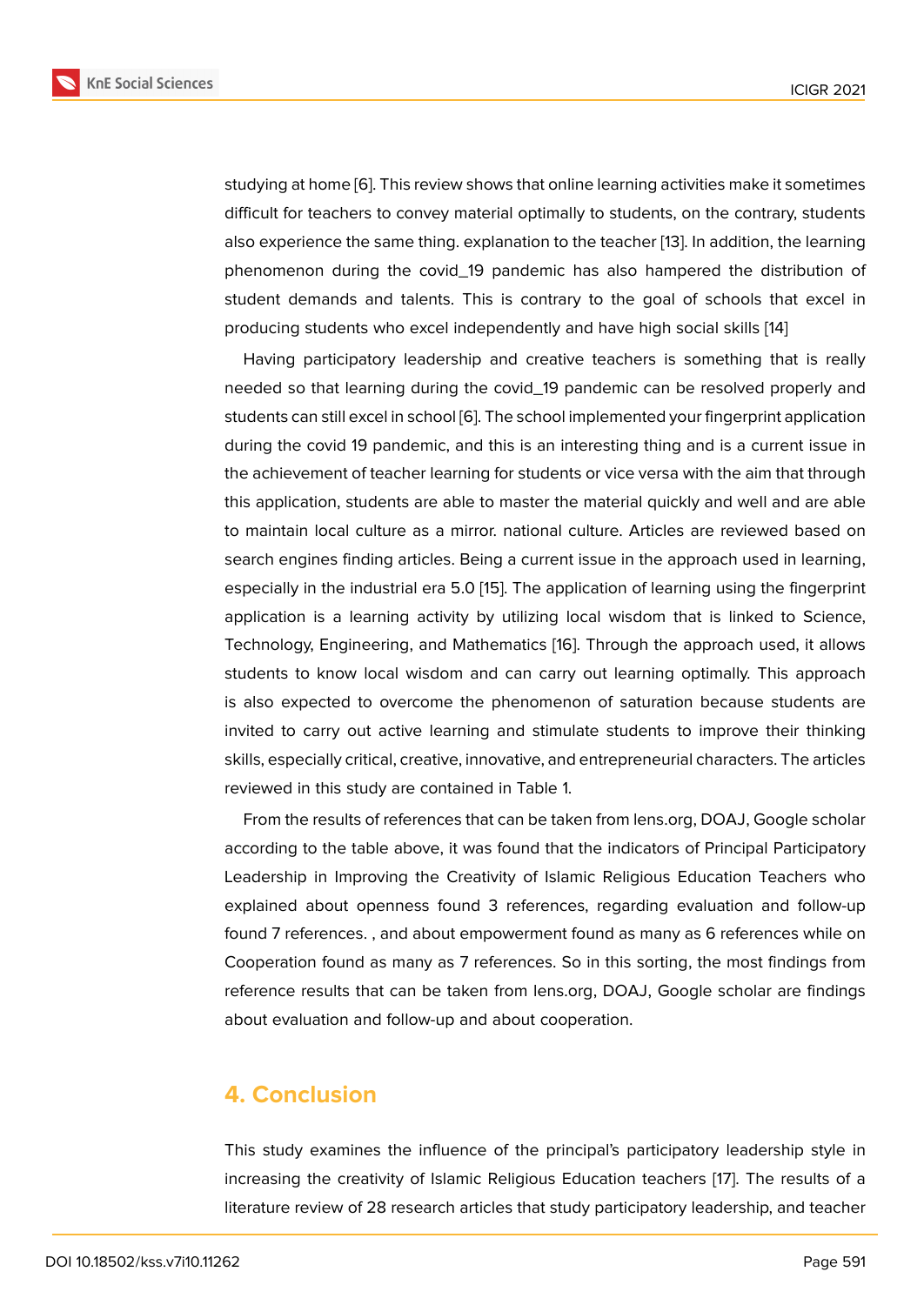studying at home [6]. This review shows that online learning activities make it sometimes difficult for teachers to convey material optimally to students, on the contrary, students also experience the same thing. explanation to the teacher [13]. In addition, the learning phenomenon during the covid_19 pandemic has also hampered the distribution of student demands and talents. This is contrary to the goal of schools that excel in producing students who excel independently and have high social skills [14]

Having participatory leadership and creative teachers is something that is really needed so that learning during the covid_19 pandemic can be resolved properly and students can still excel in school [6]. The school implemented your fingerprint application during the covid 19 pandemic, and this is an interesting thing and is a current issue in the achievement of teacher learning for students or vice versa with the aim that through this application, students are able to master the material quickly and well and are able to maintain local culture as a mirror. national culture. Articles are reviewed based on search engines finding articles. Being a current issue in the approach used in learning, especially in the industrial era 5.0 [15]. The application of learning using the fingerprint application is a learning activity by utilizing local wisdom that is linked to Science, Technology, Engineering, and Mathematics [16]. Through the approach used, it allows students to know local wisdom and can carry out learning optimally. This approach is also expected to overcome the phenomenon of saturation because students are invited to carry out active learning and stimulate students to improve their thinking skills, especially critical, creative, innovative, and entrepreneurial characters. The articles reviewed in this study are contained in Table 1.

From the results of references that can be taken from lens.org, DOAJ, Google scholar according to the table above, it was found that the indicators of Principal Participatory Leadership in Improving the Creativity of Islamic Religious Education Teachers who explained about openness found 3 references, regarding evaluation and follow-up found 7 references. , and about empowerment found as many as 6 references while on Cooperation found as many as 7 references. So in this sorting, the most findings from reference results that can be taken from lens.org, DOAJ, Google scholar are findings about evaluation and follow-up and about cooperation.

## 4. Conclusion

This study examines the influence of the principal's participatory leadership style in increasing the creativity of Islamic Religious Education teachers [17]. The results of a literature review of 28 research articles that study participatory leadership, and teacher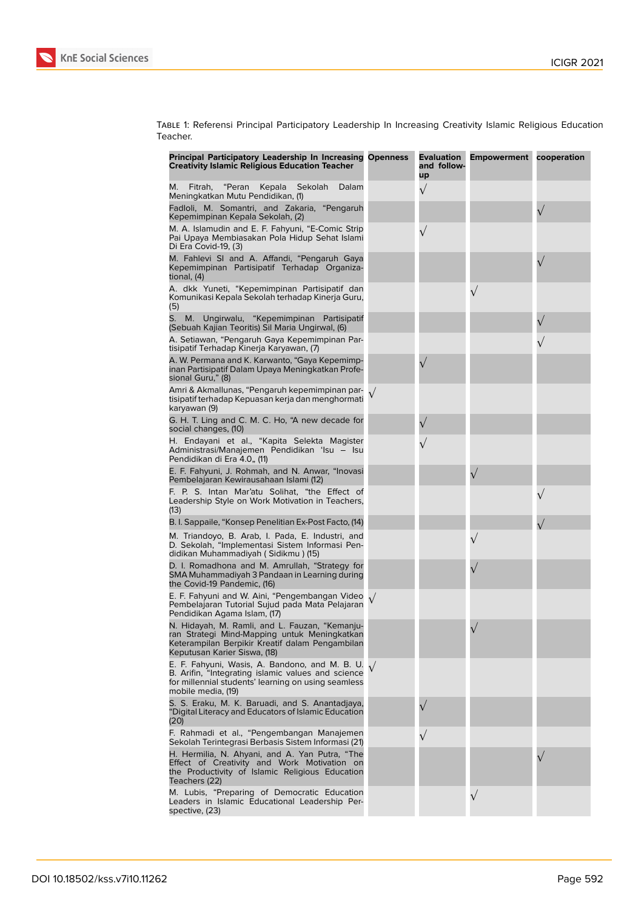Table 1: Referensi Principal Participatory Leadership In Increasing Creativity Islamic Religious Education Teacher.

| Principal Participatory Leadership In Increasing Creativity Islamic Religious Education Teacher | Openness | Evaluation and follow-up | Empowerment | cooperation |
|---|---|---|---|---|
| M. Fitrah, "Peran Kepala Sekolah Dalam Meningkatkan Mutu Pendidikan, (1) | | √ | | |
| Fadloli, M. Somantri, and Zakaria, "Pengaruh Kepemimpinan Kepala Sekolah, (2) | | | | √ |
| M. A. Islamudin and E. F. Fahyuni, "E-Comic Strip Pai Upaya Membiasakan Pola Hidup Sehat Islami Di Era Covid-19, (3) | | √ | | |
| M. Fahlevi SI and A. Affandi, "Pengaruh Gaya Kepemimpinan Partisipatif Terhadap Organizational, (4) | | | | √ |
| A. dkk Yuneti, "Kepemimpinan Partisipatif dan Komunikasi Kepala Sekolah terhadap Kinerja Guru, (5) | | | √ | |
| S. M. Ungirwalu, "Kepemimpinan Partisipatif (Sebuah Kajian Teoritis) Sil Maria Ungirwal, (6) | | | | √ |
| A. Setiawan, "Pengaruh Gaya Kepemimpinan Partisipatif Terhadap Kinerja Karyawan, (7) | | | | √ |
| A. W. Permana and K. Karwanto, "Gaya Kepemimpinan Partisipatif Dalam Upaya Meningkatkan Profesional Guru," (8) | | √ | | |
| Amri & Akmallunas, "Pengaruh kepemimpinan partisipatif terhadap Kepuasan kerja dan menghormati karyawan (9) | √ | | | |
| G. H. T. Ling and C. M. C. Ho, "A new decade for social changes, (10) | | √ | | |
| H. Endayani et al., "Kapita Selekta Magister Administrasi/Manajemen Pendidikan 'Isu – Isu Pendidikan di Era 4.0,, (11) | | √ | | |
| E. F. Fahyuni, J. Rohmah, and N. Anwar, "Inovasi Pembelajaran Kewirausahaan Islami (12) | | | √ | |
| F. P. S. Intan Mar'atu Solihat, "the Effect of Leadership Style on Work Motivation in Teachers, (13) | | | | √ |
| B. I. Sappaile, "Konsep Penelitian Ex-Post Facto, (14) | | | | √ |
| M. Triandoyo, B. Arab, I. Pada, E. Industri, and D. Sekolah, "Implementasi Sistem Informasi Pendidikan Muhammadiyah ( Sidikmu ) (15) | | | √ | |
| D. I. Romadhona and M. Amrullah, "Strategy for SMA Muhammadiyah 3 Pandaan in Learning during the Covid-19 Pandemic, (16) | | | √ | |
| E. F. Fahyuni and W. Aini, "Pengembangan Video Pembelajaran Tutorial Sujud pada Mata Pelajaran Pendidikan Agama Islam, (17) | √ | | | |
| N. Hidayah, M. Ramli, and L. Fauzan, "Kemanjuran Strategi Mind-Mapping untuk Meningkatkan Keterampilan Berpikir Kreatif dalam Pengambilan Keputusan Karier Siswa, (18) | | | √ | |
| E. F. Fahyuni, Wasis, A. Bandono, and M. B. U. B. Arifin, "Integrating islamic values and science for millennial students' learning on using seamless mobile media, (19) | √ | | | |
| S. S. Eraku, M. K. Baruadi, and S. Anantadjaya, "Digital Literacy and Educators of Islamic Education (20) | | √ | | |
| F. Rahmadi et al., "Pengembangan Manajemen Sekolah Terintegrasi Berbasis Sistem Informasi (21) | | √ | | |
| H. Hermilia, N. Ahyani, and A. Yan Putra, "The Effect of Creativity and Work Motivation on the Productivity of Islamic Religious Education Teachers (22) | | | | √ |
| M. Lubis, "Preparing of Democratic Education Leaders in Islamic Educational Leadership Perspective, (23) | | | √ | |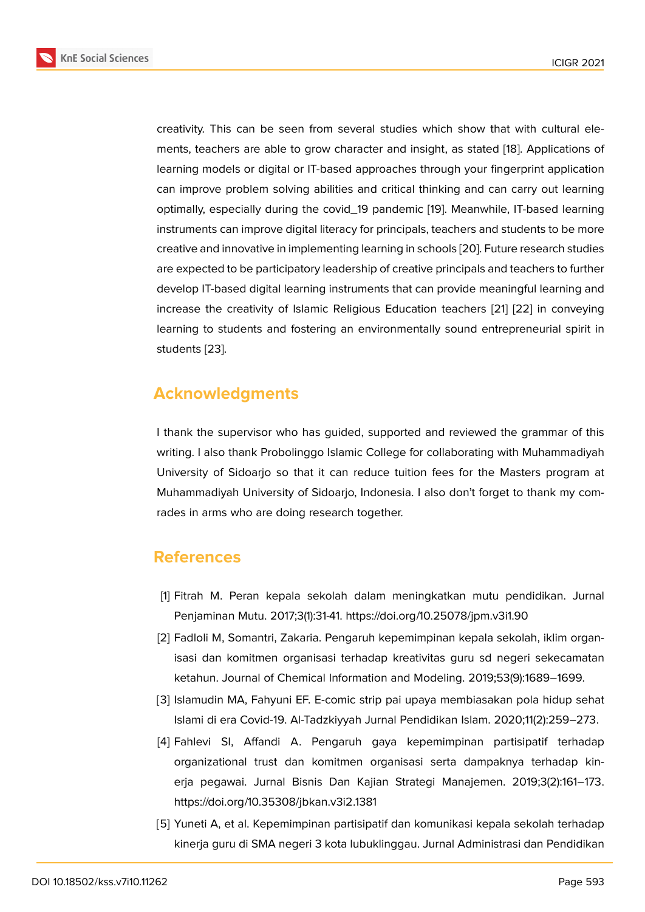creativity. This can be seen from several studies which show that with cultural elements, teachers are able to grow character and insight, as stated [18]. Applications of learning models or digital or IT-based approaches through your fingerprint application can improve problem solving abilities and critical thinking and can carry out learning optimally, especially during the covid_19 pandemic [19]. Meanwhile, IT-based learning instruments can improve digital literacy for principals, teachers and students to be more creative and innovative in implementing learning in schools [20]. Future research studies are expected to be participatory leadership of creative principals and teachers to further develop IT-based digital learning instruments that can provide meaningful learning and increase the creativity of Islamic Religious Education teachers [21] [22] in conveying learning to students and fostering an environmentally sound entrepreneurial spirit in students [23].

## Acknowledgments

I thank the supervisor who has guided, supported and reviewed the grammar of this writing. I also thank Probolinggo Islamic College for collaborating with Muhammadiyah University of Sidoarjo so that it can reduce tuition fees for the Masters program at Muhammadiyah University of Sidoarjo, Indonesia. I also don't forget to thank my comrades in arms who are doing research together.

## References

[1] Fitrah M. Peran kepala sekolah dalam meningkatkan mutu pendidikan. Jurnal Penjaminan Mutu. 2017;3(1):31-41. https://doi.org/10.25078/jpm.v3i1.90

[2] Fadloli M, Somantri, Zakaria. Pengaruh kepemimpinan kepala sekolah, iklim organisasi dan komitmen organisasi terhadap kreativitas guru sd negeri sekecamatan ketahun. Journal of Chemical Information and Modeling. 2019;53(9):1689–1699.

[3] Islamudin MA, Fahyuni EF. E-comic strip pai upaya membiasakan pola hidup sehat Islami di era Covid-19. Al-Tadzkiyyah Jurnal Pendidikan Islam. 2020;11(2):259–273.

[4] Fahlevi SI, Affandi A. Pengaruh gaya kepemimpinan partisipatif terhadap organizational trust dan komitmen organisasi serta dampaknya terhadap kinerja pegawai. Jurnal Bisnis Dan Kajian Strategi Manajemen. 2019;3(2):161–173. https://doi.org/10.35308/jbkan.v3i2.1381

[5] Yuneti A, et al. Kepemimpinan partisipatif dan komunikasi kepala sekolah terhadap kinerja guru di SMA negeri 3 kota lubuklinggau. Jurnal Administrasi dan Pendidikan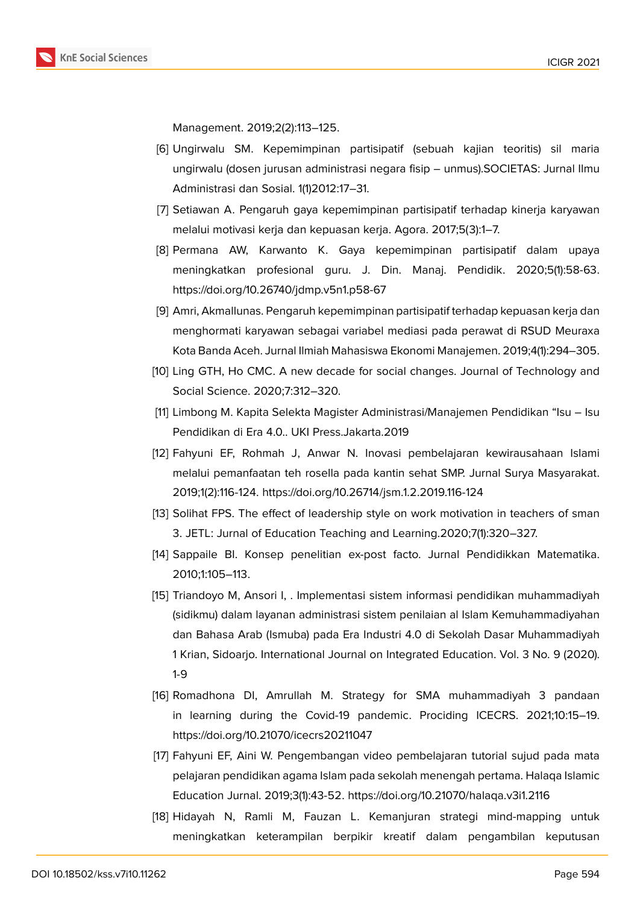Management. 2019;2(2):113–125.

[6] Ungirwalu SM. Kepemimpinan partisipatif (sebuah kajian teoritis) sil maria ungirwalu (dosen jurusan administrasi negara fisip – unmus).SOCIETAS: Jurnal Ilmu Administrasi dan Sosial. 1(1)2012:17–31.

[7] Setiawan A. Pengaruh gaya kepemimpinan partisipatif terhadap kinerja karyawan melalui motivasi kerja dan kepuasan kerja. Agora. 2017;5(3):1–7.

[8] Permana AW, Karwanto K. Gaya kepemimpinan partisipatif dalam upaya meningkatkan profesional guru. J. Din. Manaj. Pendidik. 2020;5(1):58-63. https://doi.org/10.26740/jdmp.v5n1.p58-67

[9] Amri, Akmallunas. Pengaruh kepemimpinan partisipatif terhadap kepuasan kerja dan menghormati karyawan sebagai variabel mediasi pada perawat di RSUD Meuraxa Kota Banda Aceh. Jurnal Ilmiah Mahasiswa Ekonomi Manajemen. 2019;4(1):294–305.

[10] Ling GTH, Ho CMC. A new decade for social changes. Journal of Technology and Social Science. 2020;7:312–320.

[11] Limbong M. Kapita Selekta Magister Administrasi/Manajemen Pendidikan "Isu – Isu Pendidikan di Era 4.0.. UKI Press.Jakarta.2019

[12] Fahyuni EF, Rohmah J, Anwar N. Inovasi pembelajaran kewirausahaan Islami melalui pemanfaatan teh rosella pada kantin sehat SMP. Jurnal Surya Masyarakat. 2019;1(2):116-124. https://doi.org/10.26714/jsm.1.2.2019.116-124

[13] Solihat FPS. The effect of leadership style on work motivation in teachers of sman 3. JETL: Jurnal of Education Teaching and Learning.2020;7(1):320–327.

[14] Sappaile BI. Konsep penelitian ex-post facto. Jurnal Pendidikkan Matematika. 2010;1:105–113.

[15] Triandoyo M, Ansori I, . Implementasi sistem informasi pendidikan muhammadiyah (sidikmu) dalam layanan administrasi sistem penilaian al Islam Kemuhammadiyahan dan Bahasa Arab (Ismuba) pada Era Industri 4.0 di Sekolah Dasar Muhammadiyah 1 Krian, Sidoarjo. International Journal on Integrated Education. Vol. 3 No. 9 (2020). 1-9

[16] Romadhona DI, Amrullah M. Strategy for SMA muhammadiyah 3 pandaan in learning during the Covid-19 pandemic. Prociding ICECRS. 2021;10:15–19. https://doi.org/10.21070/icecrs20211047

[17] Fahyuni EF, Aini W. Pengembangan video pembelajaran tutorial sujud pada mata pelajaran pendidikan agama Islam pada sekolah menengah pertama. Halaqa Islamic Education Jurnal. 2019;3(1):43-52. https://doi.org/10.21070/halaqa.v3i1.2116

[18] Hidayah N, Ramli M, Fauzan L. Kemanjuran strategi mind-mapping untuk meningkatkan keterampilan berpikir kreatif dalam pengambilan keputusan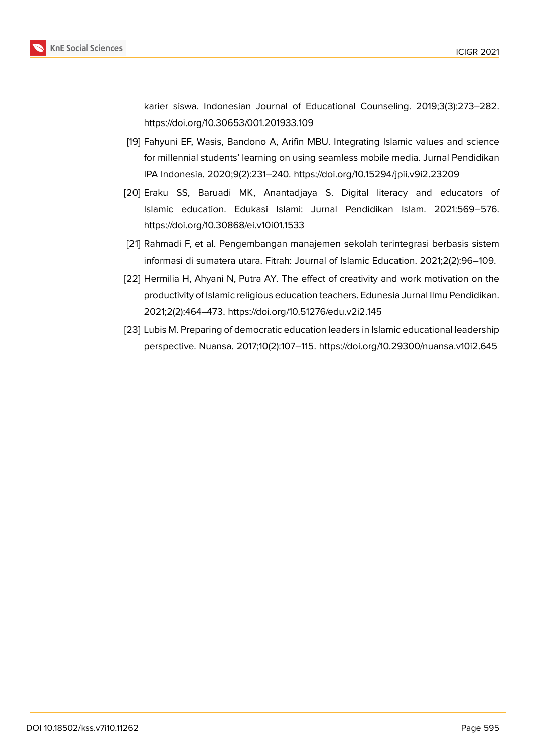karier siswa. Indonesian Journal of Educational Counseling. 2019;3(3):273–282. https://doi.org/10.30653/001.201933.109

[19] Fahyuni EF, Wasis, Bandono A, Arifin MBU. Integrating Islamic values and science for millennial students' learning on using seamless mobile media. Jurnal Pendidikan IPA Indonesia. 2020;9(2):231–240. https://doi.org/10.15294/jpii.v9i2.23209

[20] Eraku SS, Baruadi MK, Anantadjaya S. Digital literacy and educators of Islamic education. Edukasi Islami: Jurnal Pendidikan Islam. 2021:569–576. https://doi.org/10.30868/ei.v10i01.1533

[21] Rahmadi F, et al. Pengembangan manajemen sekolah terintegrasi berbasis sistem informasi di sumatera utara. Fitrah: Journal of Islamic Education. 2021;2(2):96–109.

[22] Hermilia H, Ahyani N, Putra AY. The effect of creativity and work motivation on the productivity of Islamic religious education teachers. Edunesia Jurnal Ilmu Pendidikan. 2021;2(2):464–473. https://doi.org/10.51276/edu.v2i2.145

[23] Lubis M. Preparing of democratic education leaders in Islamic educational leadership perspective. Nuansa. 2017;10(2):107–115. https://doi.org/10.29300/nuansa.v10i2.645